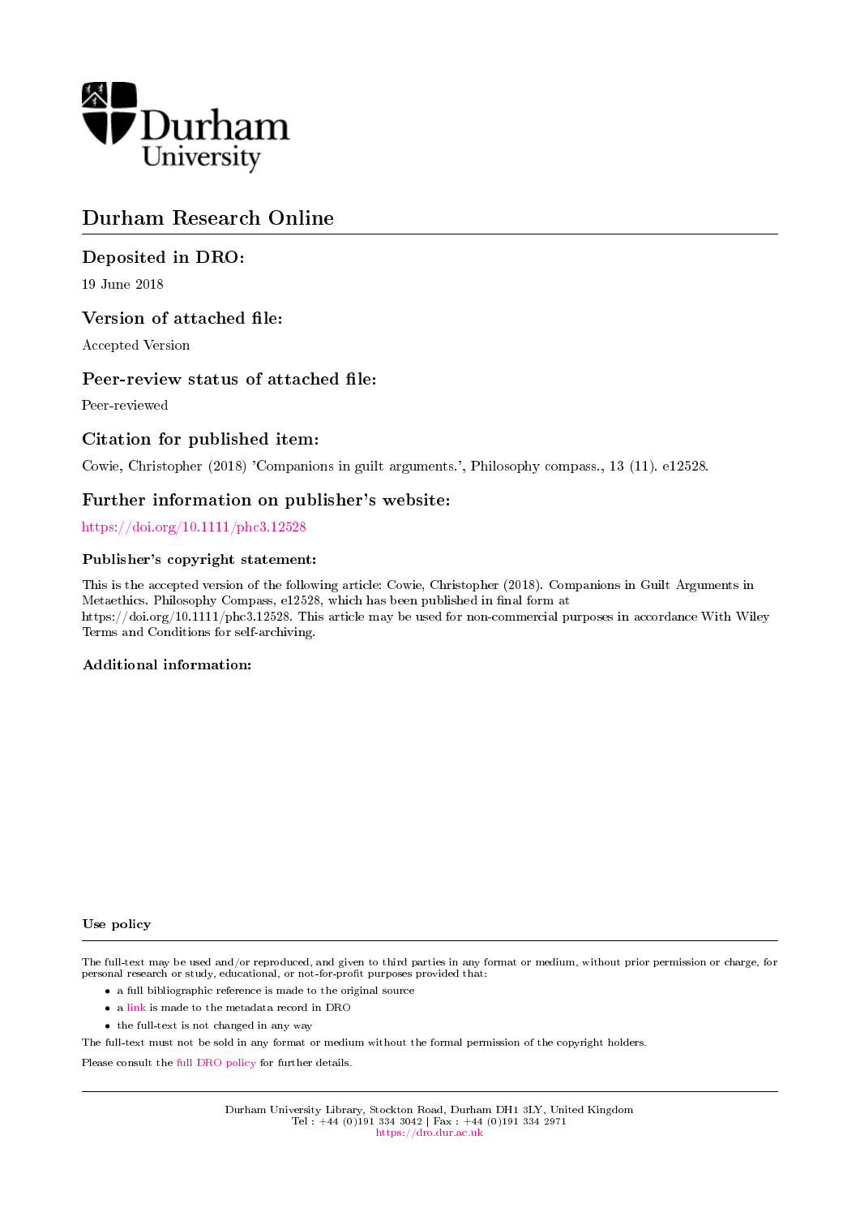# Durham Research Online

## Deposited in DRO:

19 June 2018

## Version of attached file:

Accepted Version

## Peer-review status of attached file:

Peer-reviewed

## Citation for published item:

Cowie, Christopher (2018) 'Companions in guilt arguments.', Philosophy compass., 13 (11). e12528.

## Further information on publisher's website:

https://doi.org/10.1111/phc3.12528

### Publisher's copyright statement:

This is the accepted version of the following article: Cowie, Christopher (2018). Companions in Guilt Arguments in Metaethics. Philosophy Compass, e12528, which has been published in final form at https://doi.org/10.1111/phc3.12528. This article may be used for non-commercial purposes in accordance With Wiley Terms and Conditions for self-archiving.

### Additional information:

#### Use policy

The full-text may be used and/or reproduced, and given to third parties in any format or medium, without prior permission or charge, for personal research or study, educational, or not-for-profit purposes provided that:

- a full bibliographic reference is made to the original source
- a link is made to the metadata record in DRO
- the full-text is not changed in any way

The full-text must not be sold in any format or medium without the formal permission of the copyright holders.

Please consult the full DRO policy for further details.

Durham University Library, Stockton Road, Durham DH1 3LY, United Kingdom
Tel : +44 (0)191 334 3042 | Fax : +44 (0)191 334 2971
https://dro.dur.ac.uk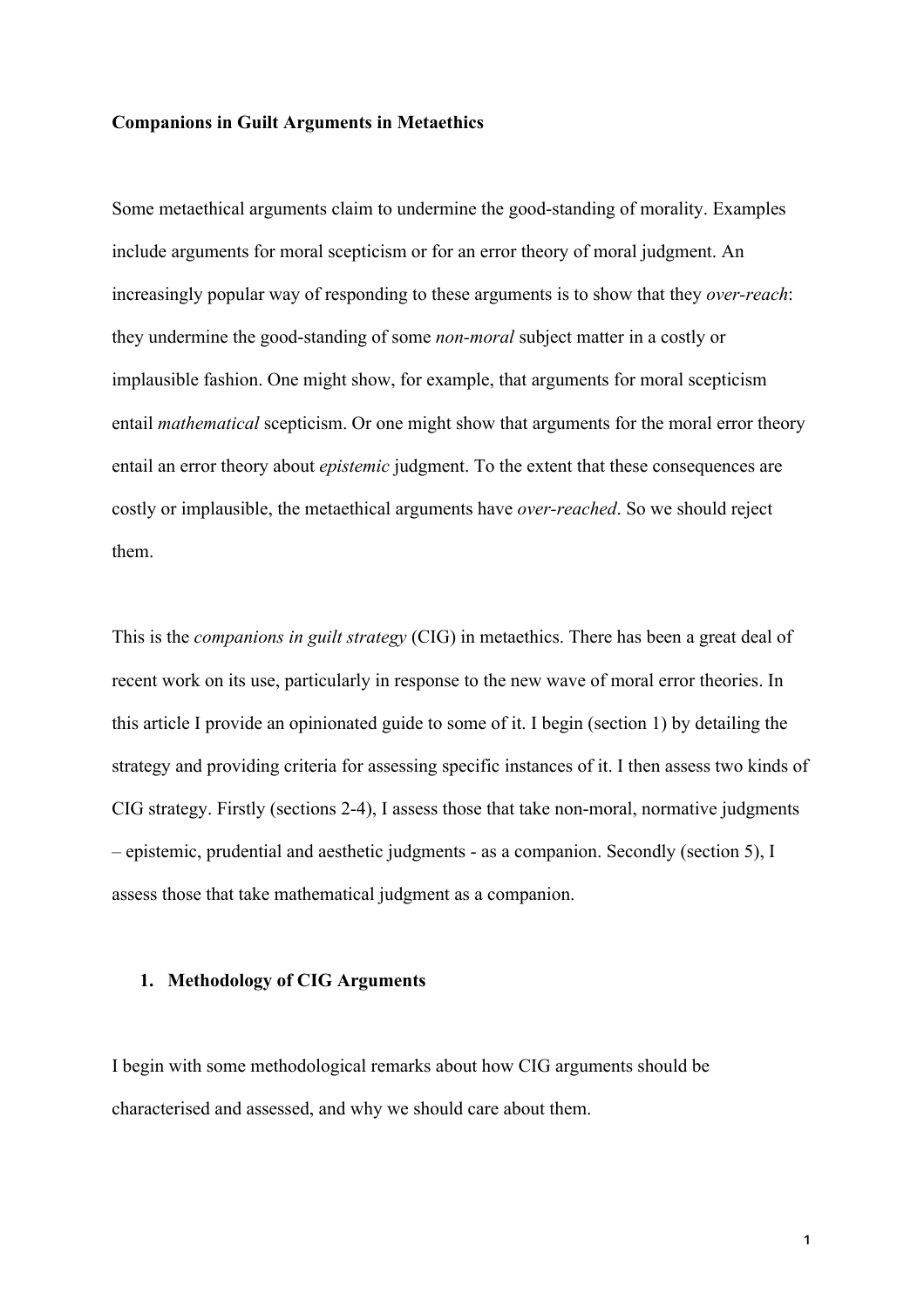**Companions in Guilt Arguments in Metaethics**

Some metaethical arguments claim to undermine the good-standing of morality. Examples include arguments for moral scepticism or for an error theory of moral judgment. An increasingly popular way of responding to these arguments is to show that they *over-reach*: they undermine the good-standing of some *non-moral* subject matter in a costly or implausible fashion. One might show, for example, that arguments for moral scepticism entail *mathematical* scepticism. Or one might show that arguments for the moral error theory entail an error theory about *epistemic* judgment. To the extent that these consequences are costly or implausible, the metaethical arguments have *over-reached*. So we should reject them.

This is the *companions in guilt strategy* (CIG) in metaethics. There has been a great deal of recent work on its use, particularly in response to the new wave of moral error theories. In this article I provide an opinionated guide to some of it. I begin (section 1) by detailing the strategy and providing criteria for assessing specific instances of it. I then assess two kinds of CIG strategy. Firstly (sections 2-4), I assess those that take non-moral, normative judgments – epistemic, prudential and aesthetic judgments - as a companion. Secondly (section 5), I assess those that take mathematical judgment as a companion.

## 1. Methodology of CIG Arguments

I begin with some methodological remarks about how CIG arguments should be characterised and assessed, and why we should care about them.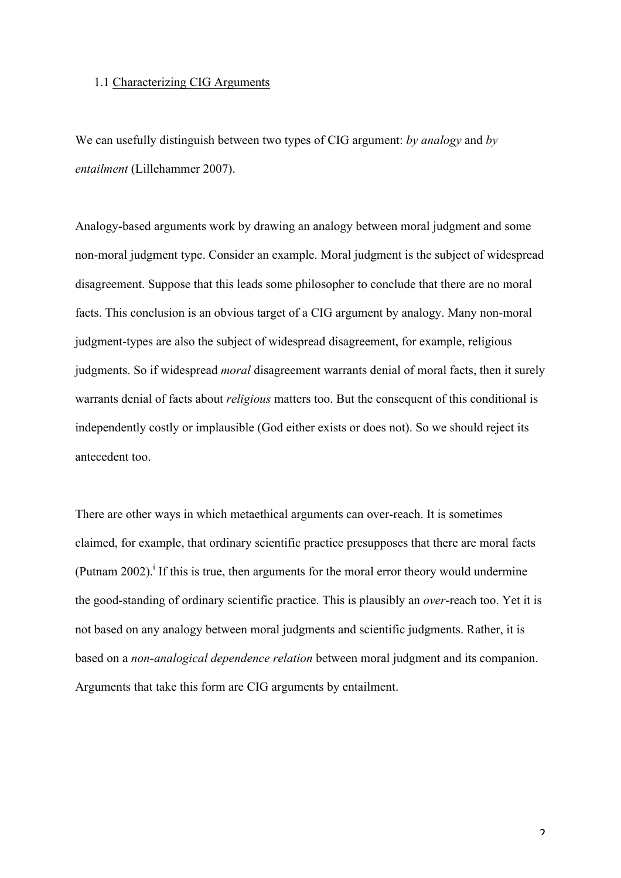### 1.1 Characterizing CIG Arguments

We can usefully distinguish between two types of CIG argument: *by analogy* and *by entailment* (Lillehammer 2007).

Analogy-based arguments work by drawing an analogy between moral judgment and some non-moral judgment type. Consider an example. Moral judgment is the subject of widespread disagreement. Suppose that this leads some philosopher to conclude that there are no moral facts. This conclusion is an obvious target of a CIG argument by analogy. Many non-moral judgment-types are also the subject of widespread disagreement, for example, religious judgments. So if widespread *moral* disagreement warrants denial of moral facts, then it surely warrants denial of facts about *religious* matters too. But the consequent of this conditional is independently costly or implausible (God either exists or does not). So we should reject its antecedent too.

There are other ways in which metaethical arguments can over-reach. It is sometimes claimed, for example, that ordinary scientific practice presupposes that there are moral facts (Putnam 2002).[i] If this is true, then arguments for the moral error theory would undermine the good-standing of ordinary scientific practice. This is plausibly an *over*-reach too. Yet it is not based on any analogy between moral judgments and scientific judgments. Rather, it is based on a *non-analogical dependence relation* between moral judgment and its companion. Arguments that take this form are CIG arguments by entailment.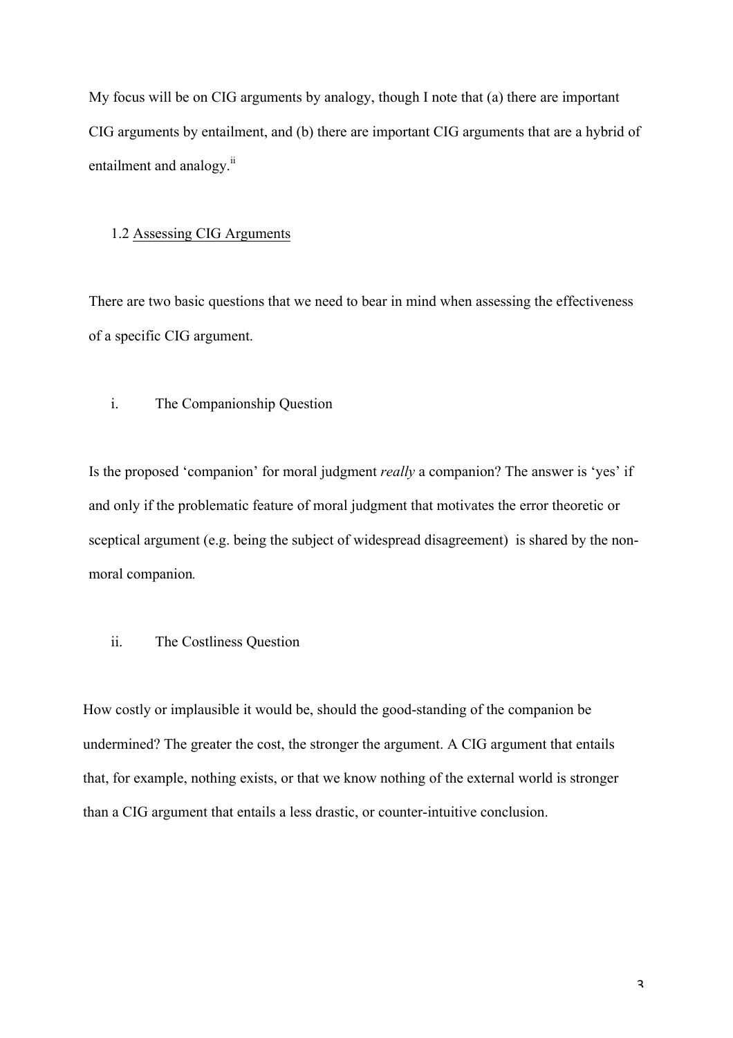My focus will be on CIG arguments by analogy, though I note that (a) there are important CIG arguments by entailment, and (b) there are important CIG arguments that are a hybrid of entailment and analogy.[ii]

### 1.2 Assessing CIG Arguments

There are two basic questions that we need to bear in mind when assessing the effectiveness of a specific CIG argument.

i. The Companionship Question

Is the proposed 'companion' for moral judgment *really* a companion? The answer is 'yes' if and only if the problematic feature of moral judgment that motivates the error theoretic or sceptical argument (e.g. being the subject of widespread disagreement) is shared by the non-moral companion.

ii. The Costliness Question

How costly or implausible it would be, should the good-standing of the companion be undermined? The greater the cost, the stronger the argument. A CIG argument that entails that, for example, nothing exists, or that we know nothing of the external world is stronger than a CIG argument that entails a less drastic, or counter-intuitive conclusion.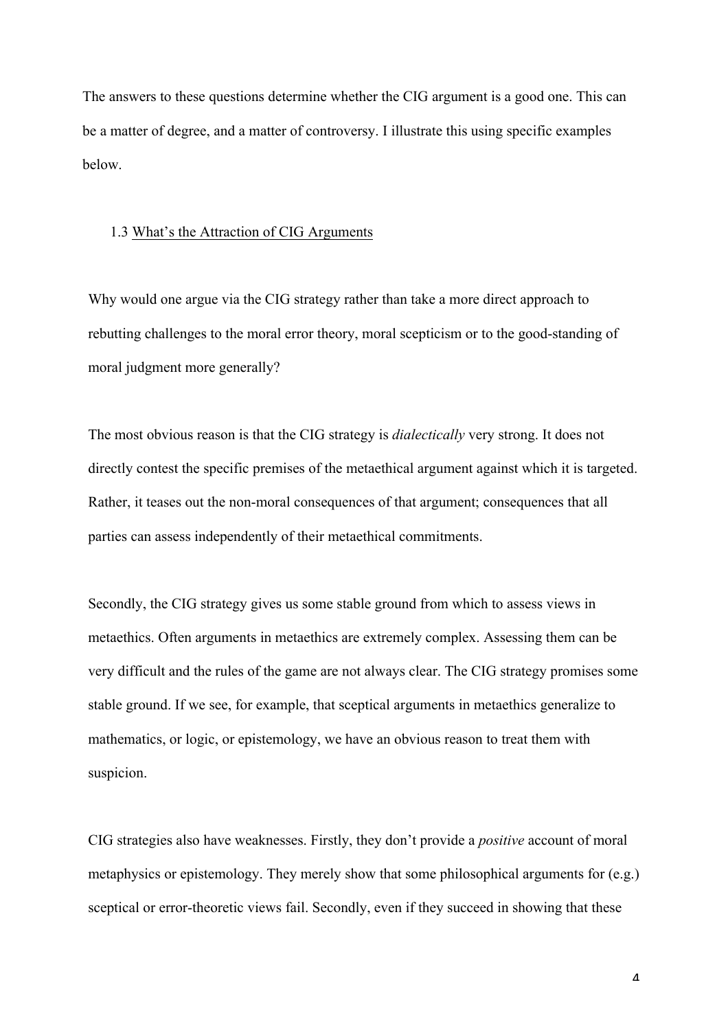The answers to these questions determine whether the CIG argument is a good one. This can be a matter of degree, and a matter of controversy. I illustrate this using specific examples below.

### 1.3 What's the Attraction of CIG Arguments

Why would one argue via the CIG strategy rather than take a more direct approach to rebutting challenges to the moral error theory, moral scepticism or to the good-standing of moral judgment more generally?

The most obvious reason is that the CIG strategy is *dialectically* very strong. It does not directly contest the specific premises of the metaethical argument against which it is targeted. Rather, it teases out the non-moral consequences of that argument; consequences that all parties can assess independently of their metaethical commitments.

Secondly, the CIG strategy gives us some stable ground from which to assess views in metaethics. Often arguments in metaethics are extremely complex. Assessing them can be very difficult and the rules of the game are not always clear. The CIG strategy promises some stable ground. If we see, for example, that sceptical arguments in metaethics generalize to mathematics, or logic, or epistemology, we have an obvious reason to treat them with suspicion.

CIG strategies also have weaknesses. Firstly, they don't provide a *positive* account of moral metaphysics or epistemology. They merely show that some philosophical arguments for (e.g.) sceptical or error-theoretic views fail. Secondly, even if they succeed in showing that these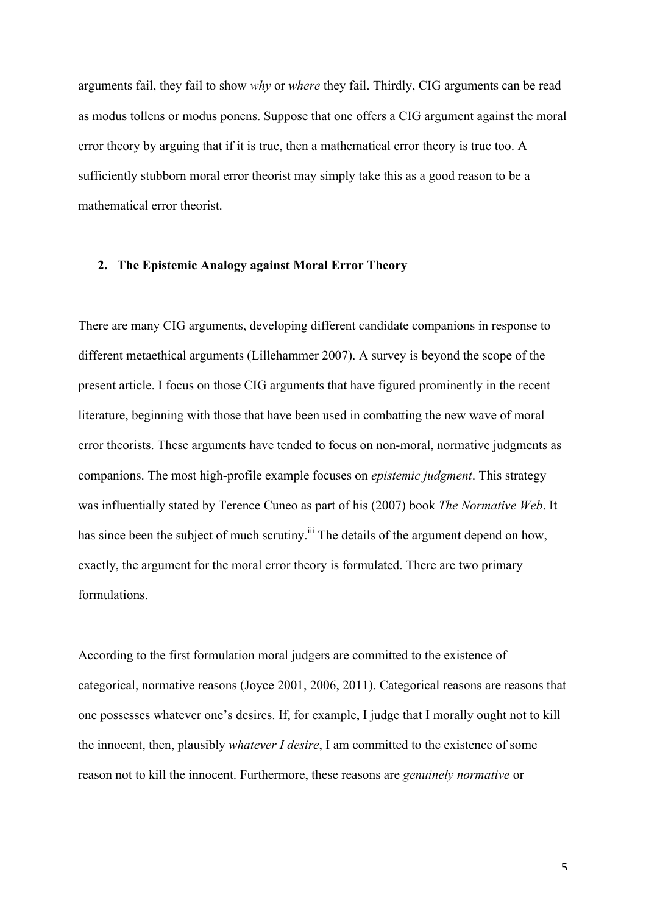arguments fail, they fail to show *why* or *where* they fail. Thirdly, CIG arguments can be read as modus tollens or modus ponens. Suppose that one offers a CIG argument against the moral error theory by arguing that if it is true, then a mathematical error theory is true too. A sufficiently stubborn moral error theorist may simply take this as a good reason to be a mathematical error theorist.

## 2. The Epistemic Analogy against Moral Error Theory

There are many CIG arguments, developing different candidate companions in response to different metaethical arguments (Lillehammer 2007). A survey is beyond the scope of the present article. I focus on those CIG arguments that have figured prominently in the recent literature, beginning with those that have been used in combatting the new wave of moral error theorists. These arguments have tended to focus on non-moral, normative judgments as companions. The most high-profile example focuses on *epistemic judgment*. This strategy was influentially stated by Terence Cuneo as part of his (2007) book *The Normative Web*. It has since been the subject of much scrutiny.[iii] The details of the argument depend on how, exactly, the argument for the moral error theory is formulated. There are two primary formulations.

According to the first formulation moral judgers are committed to the existence of categorical, normative reasons (Joyce 2001, 2006, 2011). Categorical reasons are reasons that one possesses whatever one's desires. If, for example, I judge that I morally ought not to kill the innocent, then, plausibly *whatever I desire*, I am committed to the existence of some reason not to kill the innocent. Furthermore, these reasons are *genuinely normative* or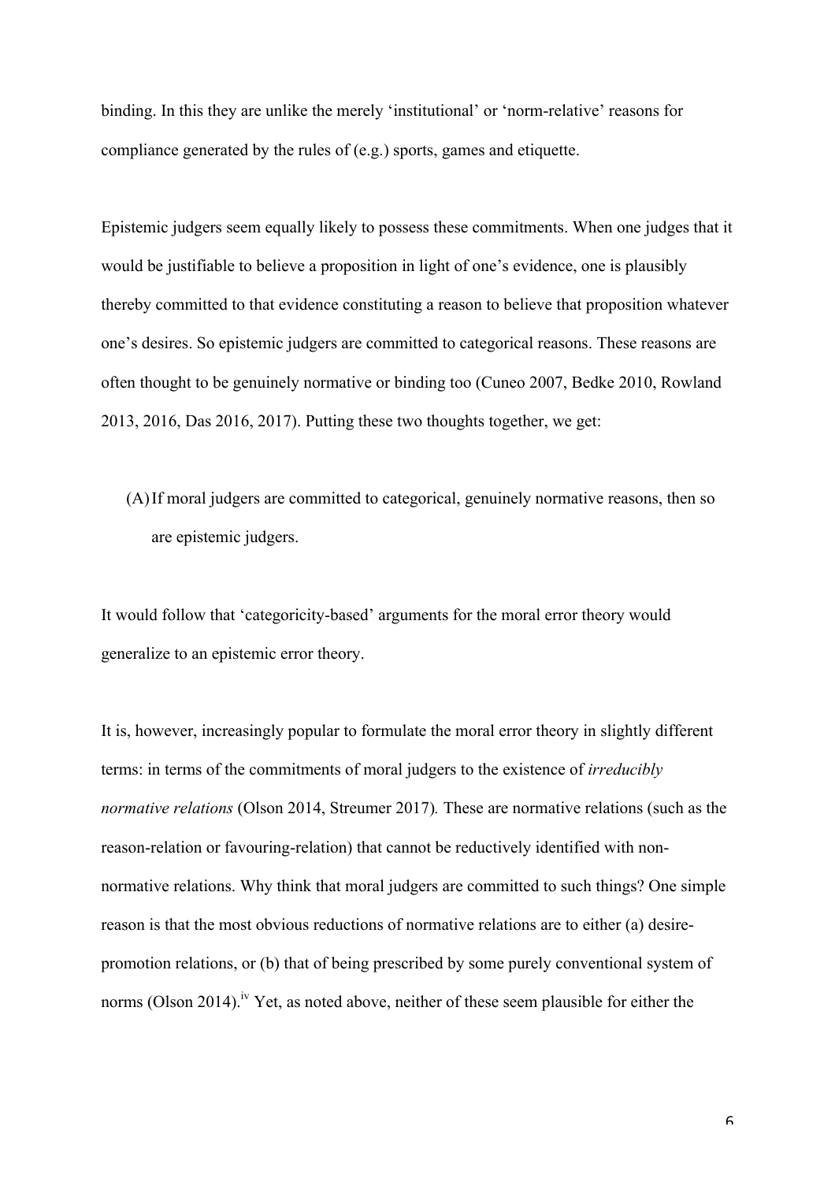binding. In this they are unlike the merely 'institutional' or 'norm-relative' reasons for compliance generated by the rules of (e.g.) sports, games and etiquette.

Epistemic judgers seem equally likely to possess these commitments. When one judges that it would be justifiable to believe a proposition in light of one's evidence, one is plausibly thereby committed to that evidence constituting a reason to believe that proposition whatever one's desires. So epistemic judgers are committed to categorical reasons. These reasons are often thought to be genuinely normative or binding too (Cuneo 2007, Bedke 2010, Rowland 2013, 2016, Das 2016, 2017). Putting these two thoughts together, we get:

(A) If moral judgers are committed to categorical, genuinely normative reasons, then so are epistemic judgers.

It would follow that 'categoricity-based' arguments for the moral error theory would generalize to an epistemic error theory.

It is, however, increasingly popular to formulate the moral error theory in slightly different terms: in terms of the commitments of moral judgers to the existence of *irreducibly normative relations* (Olson 2014, Streumer 2017). These are normative relations (such as the reason-relation or favouring-relation) that cannot be reductively identified with non-normative relations. Why think that moral judgers are committed to such things? One simple reason is that the most obvious reductions of normative relations are to either (a) desire-promotion relations, or (b) that of being prescribed by some purely conventional system of norms (Olson 2014).[iv] Yet, as noted above, neither of these seem plausible for either the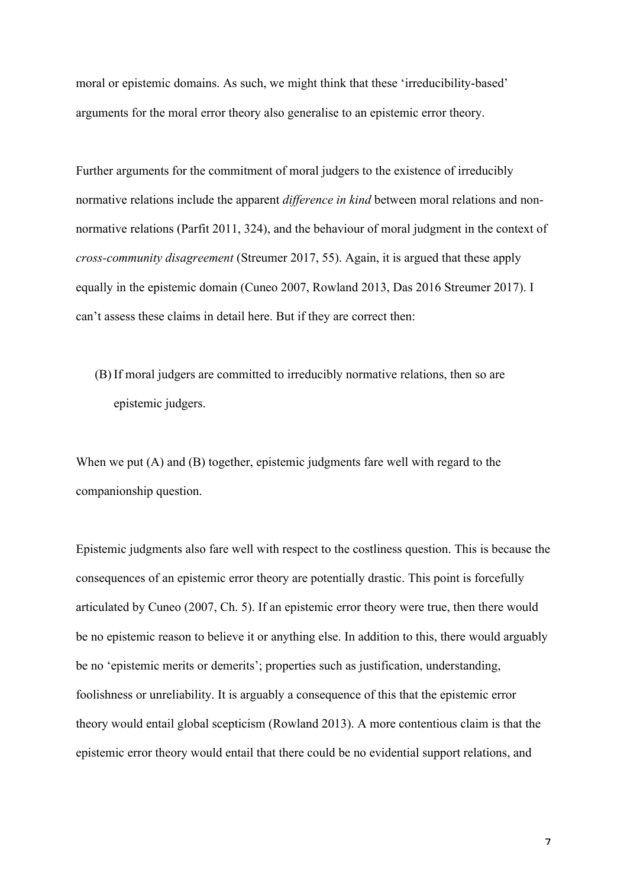moral or epistemic domains. As such, we might think that these 'irreducibility-based' arguments for the moral error theory also generalise to an epistemic error theory.

Further arguments for the commitment of moral judgers to the existence of irreducibly normative relations include the apparent *difference in kind* between moral relations and non-normative relations (Parfit 2011, 324), and the behaviour of moral judgment in the context of *cross-community disagreement* (Streumer 2017, 55). Again, it is argued that these apply equally in the epistemic domain (Cuneo 2007, Rowland 2013, Das 2016 Streumer 2017). I can't assess these claims in detail here. But if they are correct then:

(B) If moral judgers are committed to irreducibly normative relations, then so are epistemic judgers.

When we put (A) and (B) together, epistemic judgments fare well with regard to the companionship question.

Epistemic judgments also fare well with respect to the costliness question. This is because the consequences of an epistemic error theory are potentially drastic. This point is forcefully articulated by Cuneo (2007, Ch. 5). If an epistemic error theory were true, then there would be no epistemic reason to believe it or anything else. In addition to this, there would arguably be no 'epistemic merits or demerits'; properties such as justification, understanding, foolishness or unreliability. It is arguably a consequence of this that the epistemic error theory would entail global scepticism (Rowland 2013). A more contentious claim is that the epistemic error theory would entail that there could be no evidential support relations, and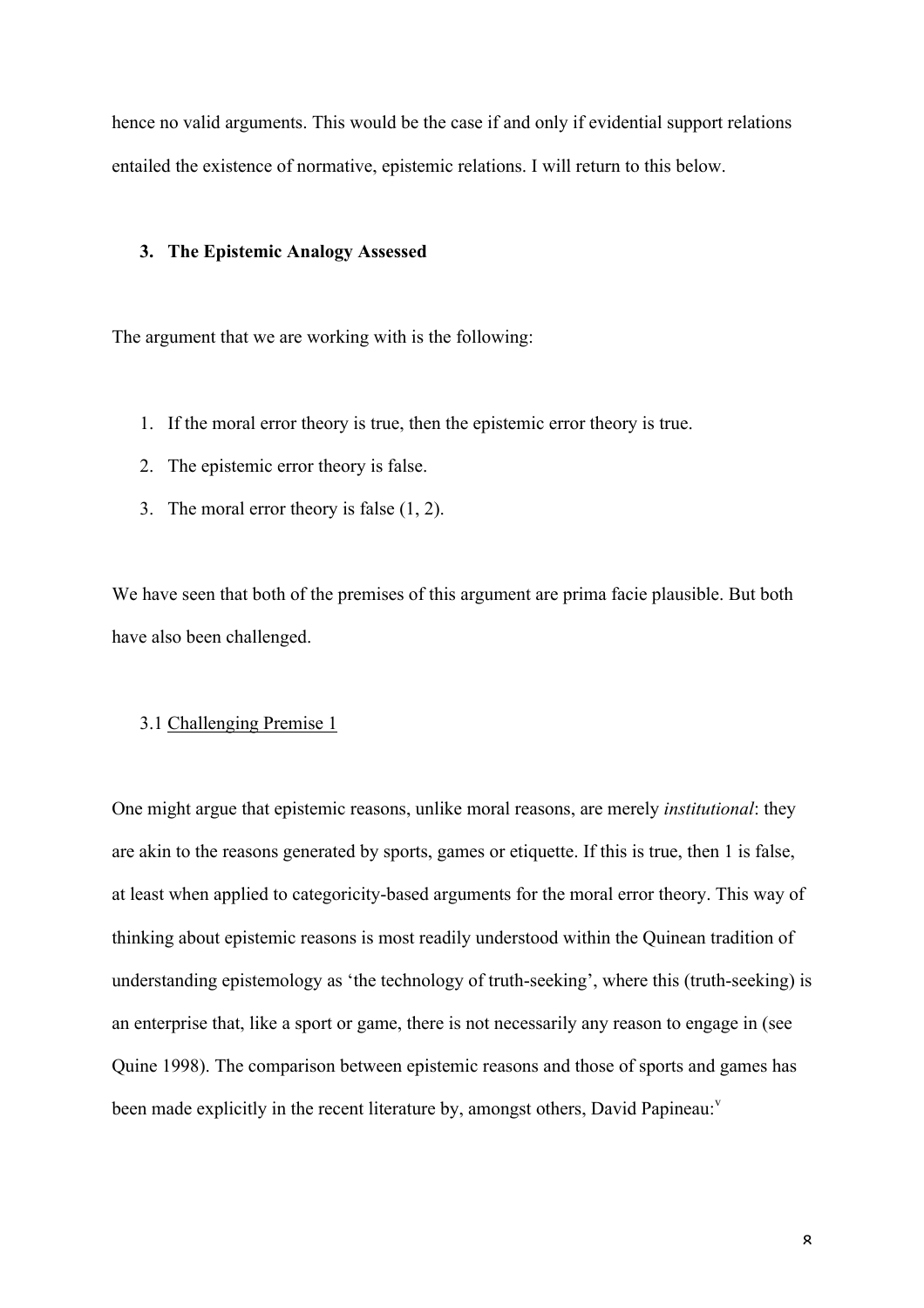hence no valid arguments. This would be the case if and only if evidential support relations entailed the existence of normative, epistemic relations. I will return to this below.

## 3. The Epistemic Analogy Assessed

The argument that we are working with is the following:

1. If the moral error theory is true, then the epistemic error theory is true.
2. The epistemic error theory is false.
3. The moral error theory is false (1, 2).

We have seen that both of the premises of this argument are prima facie plausible. But both have also been challenged.

### 3.1 Challenging Premise 1

One might argue that epistemic reasons, unlike moral reasons, are merely *institutional*: they are akin to the reasons generated by sports, games or etiquette. If this is true, then 1 is false, at least when applied to categoricity-based arguments for the moral error theory. This way of thinking about epistemic reasons is most readily understood within the Quinean tradition of understanding epistemology as 'the technology of truth-seeking', where this (truth-seeking) is an enterprise that, like a sport or game, there is not necessarily any reason to engage in (see Quine 1998). The comparison between epistemic reasons and those of sports and games has been made explicitly in the recent literature by, amongst others, David Papineau:[v]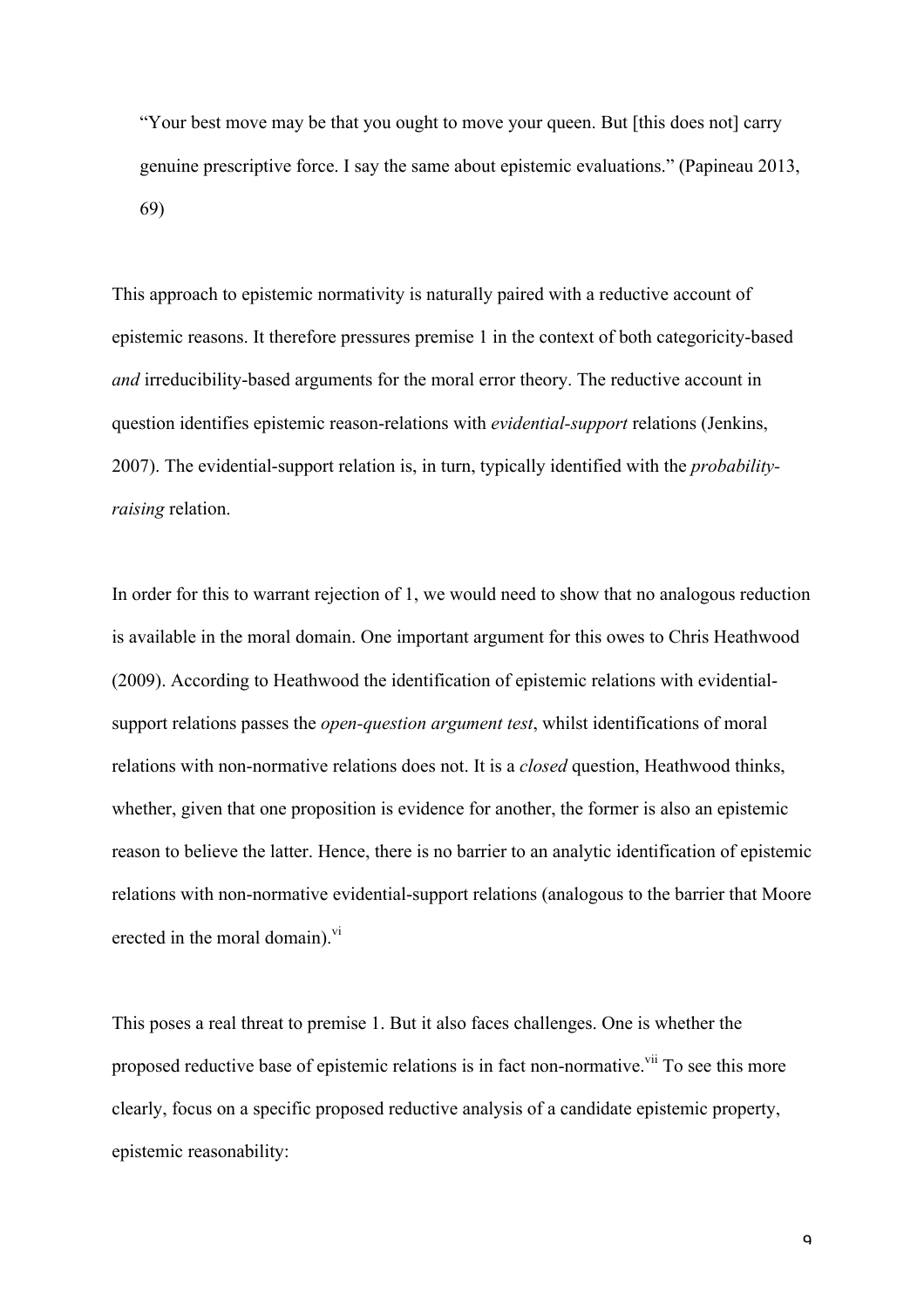> "Your best move may be that you ought to move your queen. But [this does not] carry genuine prescriptive force. I say the same about epistemic evaluations." (Papineau 2013, 69)

This approach to epistemic normativity is naturally paired with a reductive account of epistemic reasons. It therefore pressures premise 1 in the context of both categoricity-based *and* irreducibility-based arguments for the moral error theory. The reductive account in question identifies epistemic reason-relations with *evidential-support* relations (Jenkins, 2007). The evidential-support relation is, in turn, typically identified with the *probability-raising* relation.

In order for this to warrant rejection of 1, we would need to show that no analogous reduction is available in the moral domain. One important argument for this owes to Chris Heathwood (2009). According to Heathwood the identification of epistemic relations with evidential-support relations passes the *open-question argument test*, whilst identifications of moral relations with non-normative relations does not. It is a *closed* question, Heathwood thinks, whether, given that one proposition is evidence for another, the former is also an epistemic reason to believe the latter. Hence, there is no barrier to an analytic identification of epistemic relations with non-normative evidential-support relations (analogous to the barrier that Moore erected in the moral domain).[vi]

This poses a real threat to premise 1. But it also faces challenges. One is whether the proposed reductive base of epistemic relations is in fact non-normative.[vii] To see this more clearly, focus on a specific proposed reductive analysis of a candidate epistemic property, epistemic reasonability: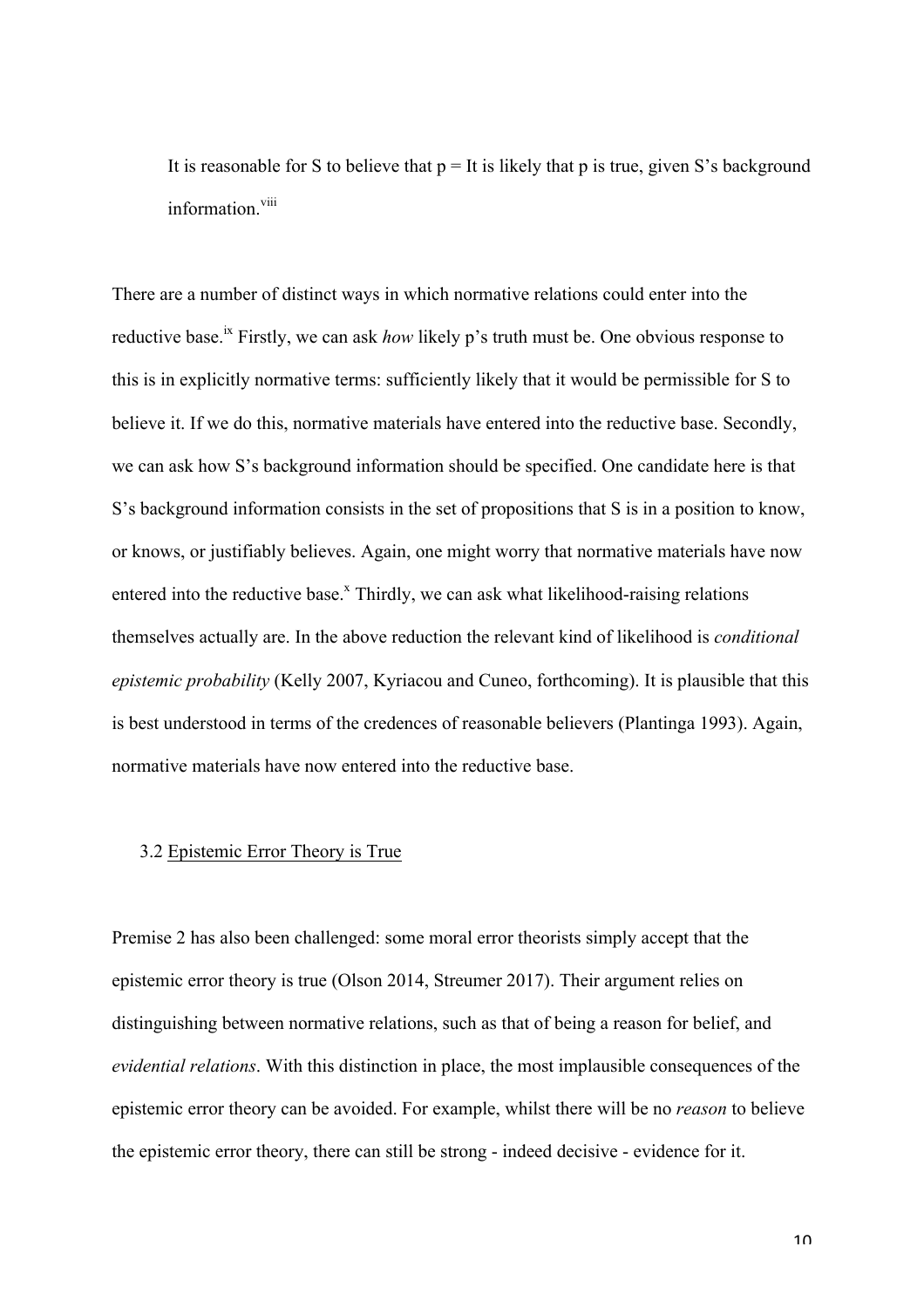It is reasonable for S to believe that p = It is likely that p is true, given S's background information.[viii]

There are a number of distinct ways in which normative relations could enter into the reductive base.[ix] Firstly, we can ask *how* likely p's truth must be. One obvious response to this is in explicitly normative terms: sufficiently likely that it would be permissible for S to believe it. If we do this, normative materials have entered into the reductive base. Secondly, we can ask how S's background information should be specified. One candidate here is that S's background information consists in the set of propositions that S is in a position to know, or knows, or justifiably believes. Again, one might worry that normative materials have now entered into the reductive base.[x] Thirdly, we can ask what likelihood-raising relations themselves actually are. In the above reduction the relevant kind of likelihood is *conditional epistemic probability* (Kelly 2007, Kyriacou and Cuneo, forthcoming). It is plausible that this is best understood in terms of the credences of reasonable believers (Plantinga 1993). Again, normative materials have now entered into the reductive base.

### 3.2 Epistemic Error Theory is True

Premise 2 has also been challenged: some moral error theorists simply accept that the epistemic error theory is true (Olson 2014, Streumer 2017). Their argument relies on distinguishing between normative relations, such as that of being a reason for belief, and *evidential relations*. With this distinction in place, the most implausible consequences of the epistemic error theory can be avoided. For example, whilst there will be no *reason* to believe the epistemic error theory, there can still be strong - indeed decisive - evidence for it.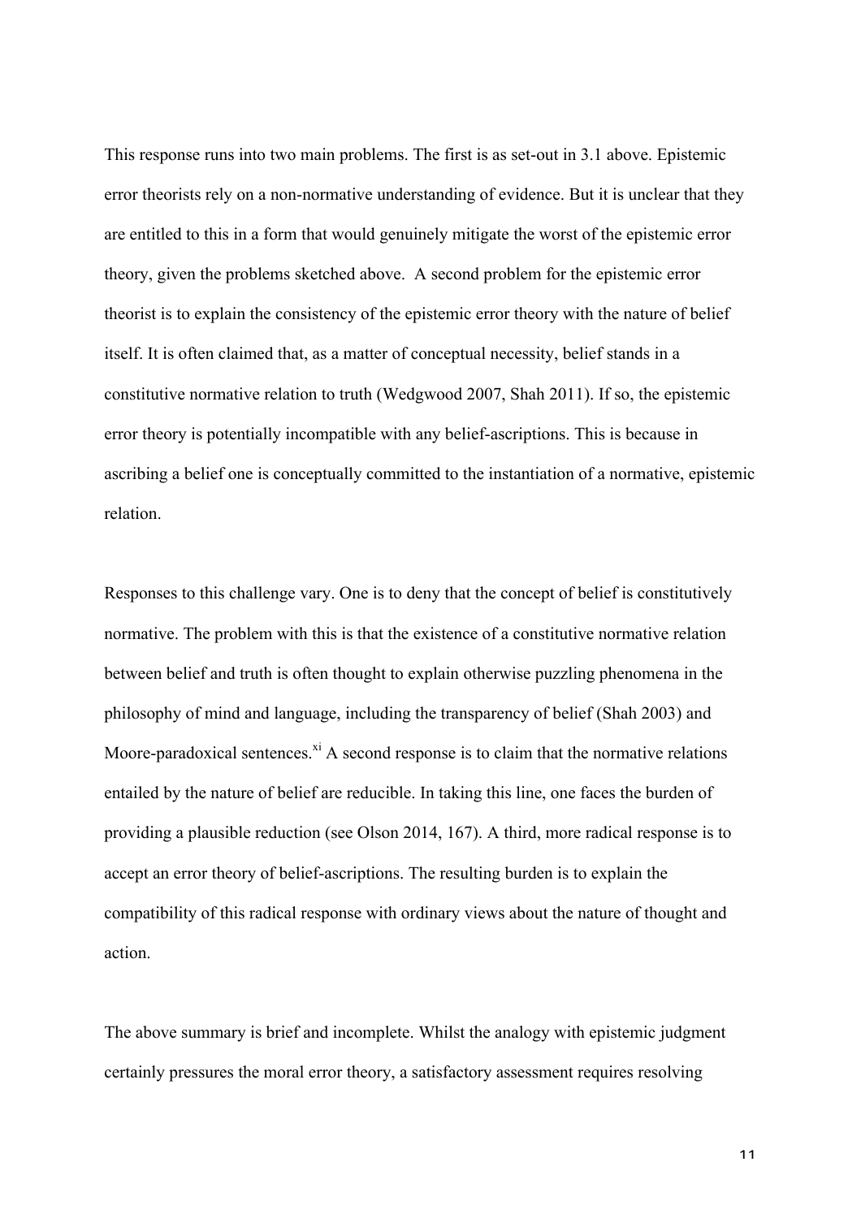This response runs into two main problems. The first is as set-out in 3.1 above. Epistemic error theorists rely on a non-normative understanding of evidence. But it is unclear that they are entitled to this in a form that would genuinely mitigate the worst of the epistemic error theory, given the problems sketched above. A second problem for the epistemic error theorist is to explain the consistency of the epistemic error theory with the nature of belief itself. It is often claimed that, as a matter of conceptual necessity, belief stands in a constitutive normative relation to truth (Wedgwood 2007, Shah 2011). If so, the epistemic error theory is potentially incompatible with any belief-ascriptions. This is because in ascribing a belief one is conceptually committed to the instantiation of a normative, epistemic relation.

Responses to this challenge vary. One is to deny that the concept of belief is constitutively normative. The problem with this is that the existence of a constitutive normative relation between belief and truth is often thought to explain otherwise puzzling phenomena in the philosophy of mind and language, including the transparency of belief (Shah 2003) and Moore-paradoxical sentences.[xi] A second response is to claim that the normative relations entailed by the nature of belief are reducible. In taking this line, one faces the burden of providing a plausible reduction (see Olson 2014, 167). A third, more radical response is to accept an error theory of belief-ascriptions. The resulting burden is to explain the compatibility of this radical response with ordinary views about the nature of thought and action.

The above summary is brief and incomplete. Whilst the analogy with epistemic judgment certainly pressures the moral error theory, a satisfactory assessment requires resolving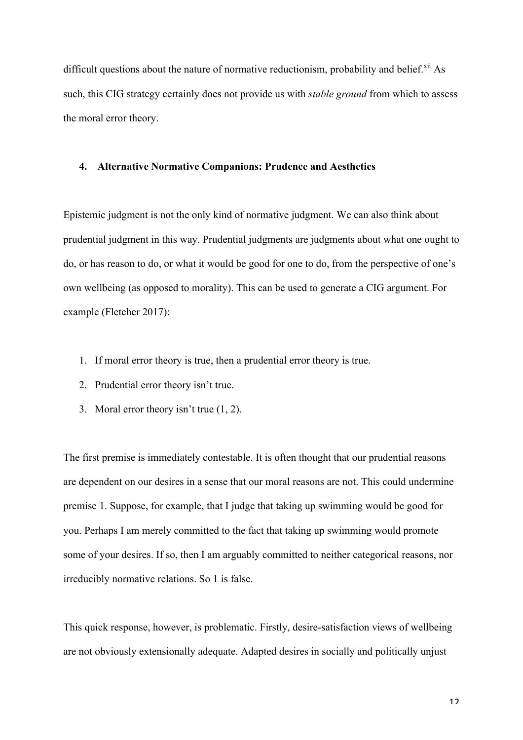difficult questions about the nature of normative reductionism, probability and belief.[xii] As such, this CIG strategy certainly does not provide us with *stable ground* from which to assess the moral error theory.

## 4. Alternative Normative Companions: Prudence and Aesthetics

Epistemic judgment is not the only kind of normative judgment. We can also think about prudential judgment in this way. Prudential judgments are judgments about what one ought to do, or has reason to do, or what it would be good for one to do, from the perspective of one's own wellbeing (as opposed to morality). This can be used to generate a CIG argument. For example (Fletcher 2017):

1. If moral error theory is true, then a prudential error theory is true.
2. Prudential error theory isn't true.
3. Moral error theory isn't true (1, 2).

The first premise is immediately contestable. It is often thought that our prudential reasons are dependent on our desires in a sense that our moral reasons are not. This could undermine premise 1. Suppose, for example, that I judge that taking up swimming would be good for you. Perhaps I am merely committed to the fact that taking up swimming would promote some of your desires. If so, then I am arguably committed to neither categorical reasons, nor irreducibly normative relations. So 1 is false.

This quick response, however, is problematic. Firstly, desire-satisfaction views of wellbeing are not obviously extensionally adequate. Adapted desires in socially and politically unjust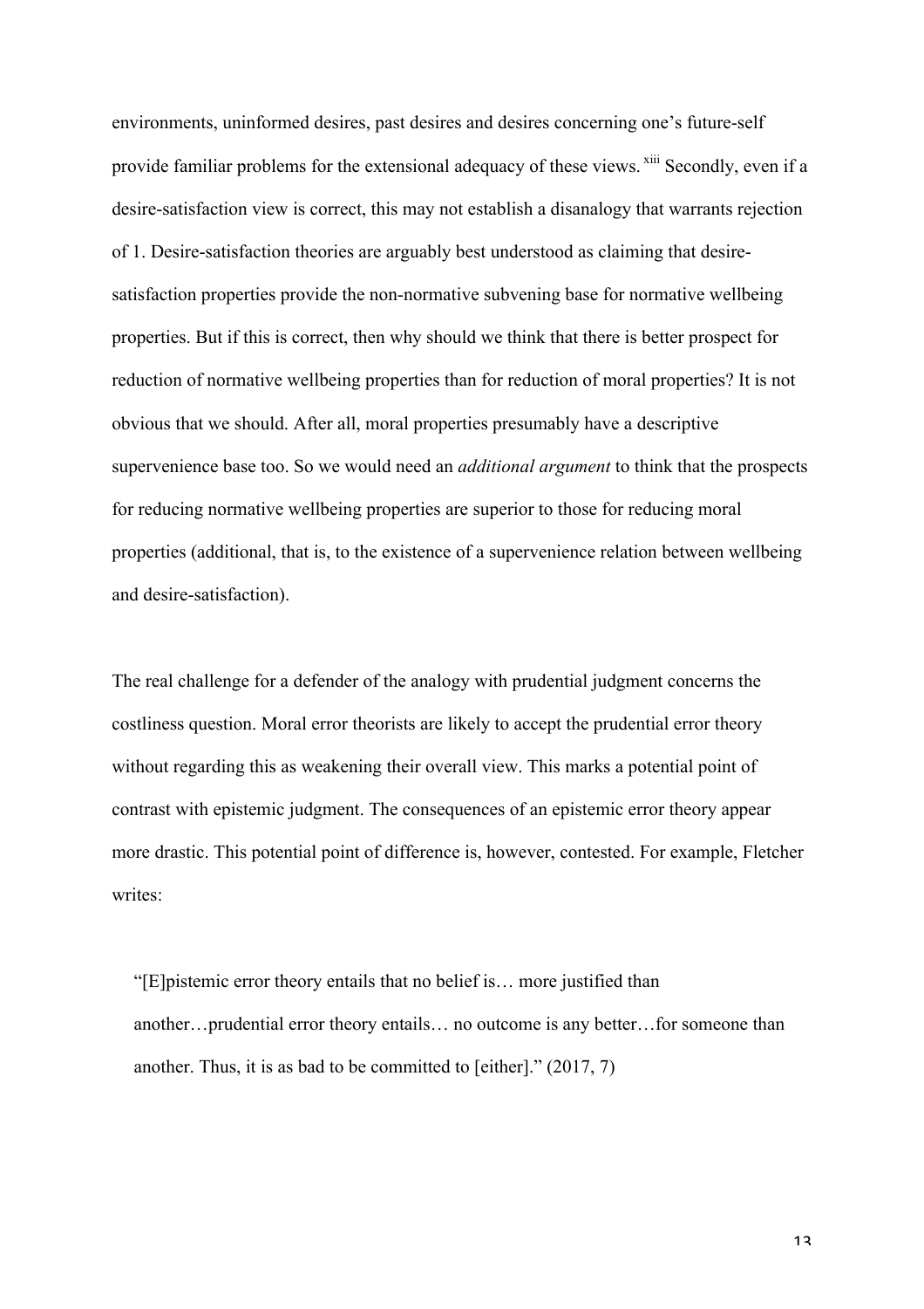environments, uninformed desires, past desires and desires concerning one's future-self provide familiar problems for the extensional adequacy of these views.[xiii] Secondly, even if a desire-satisfaction view is correct, this may not establish a disanalogy that warrants rejection of 1. Desire-satisfaction theories are arguably best understood as claiming that desire-satisfaction properties provide the non-normative subvening base for normative wellbeing properties. But if this is correct, then why should we think that there is better prospect for reduction of normative wellbeing properties than for reduction of moral properties? It is not obvious that we should. After all, moral properties presumably have a descriptive supervenience base too. So we would need an *additional argument* to think that the prospects for reducing normative wellbeing properties are superior to those for reducing moral properties (additional, that is, to the existence of a supervenience relation between wellbeing and desire-satisfaction).

The real challenge for a defender of the analogy with prudential judgment concerns the costliness question. Moral error theorists are likely to accept the prudential error theory without regarding this as weakening their overall view. This marks a potential point of contrast with epistemic judgment. The consequences of an epistemic error theory appear more drastic. This potential point of difference is, however, contested. For example, Fletcher writes:

> "[E]pistemic error theory entails that no belief is… more justified than another…prudential error theory entails… no outcome is any better…for someone than another. Thus, it is as bad to be committed to [either]." (2017, 7)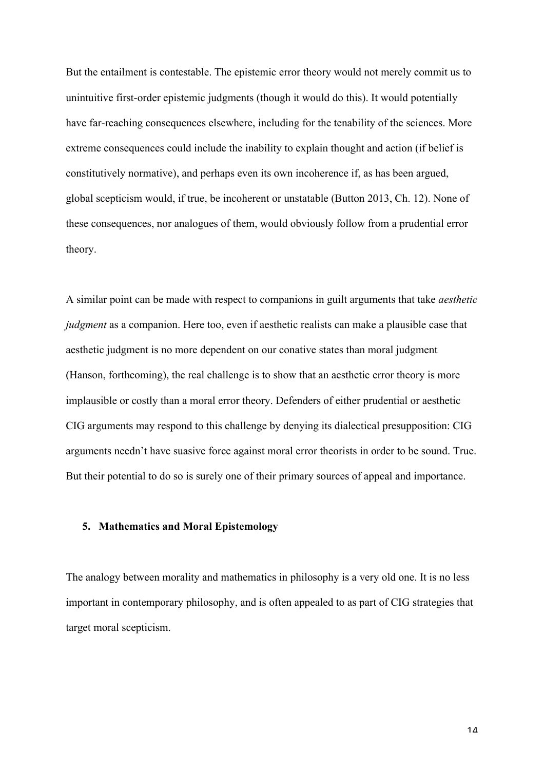But the entailment is contestable. The epistemic error theory would not merely commit us to unintuitive first-order epistemic judgments (though it would do this). It would potentially have far-reaching consequences elsewhere, including for the tenability of the sciences. More extreme consequences could include the inability to explain thought and action (if belief is constitutively normative), and perhaps even its own incoherence if, as has been argued, global scepticism would, if true, be incoherent or unstatable (Button 2013, Ch. 12). None of these consequences, nor analogues of them, would obviously follow from a prudential error theory.

A similar point can be made with respect to companions in guilt arguments that take *aesthetic judgment* as a companion. Here too, even if aesthetic realists can make a plausible case that aesthetic judgment is no more dependent on our conative states than moral judgment (Hanson, forthcoming), the real challenge is to show that an aesthetic error theory is more implausible or costly than a moral error theory. Defenders of either prudential or aesthetic CIG arguments may respond to this challenge by denying its dialectical presupposition: CIG arguments needn't have suasive force against moral error theorists in order to be sound. True. But their potential to do so is surely one of their primary sources of appeal and importance.

## 5. Mathematics and Moral Epistemology

The analogy between morality and mathematics in philosophy is a very old one. It is no less important in contemporary philosophy, and is often appealed to as part of CIG strategies that target moral scepticism.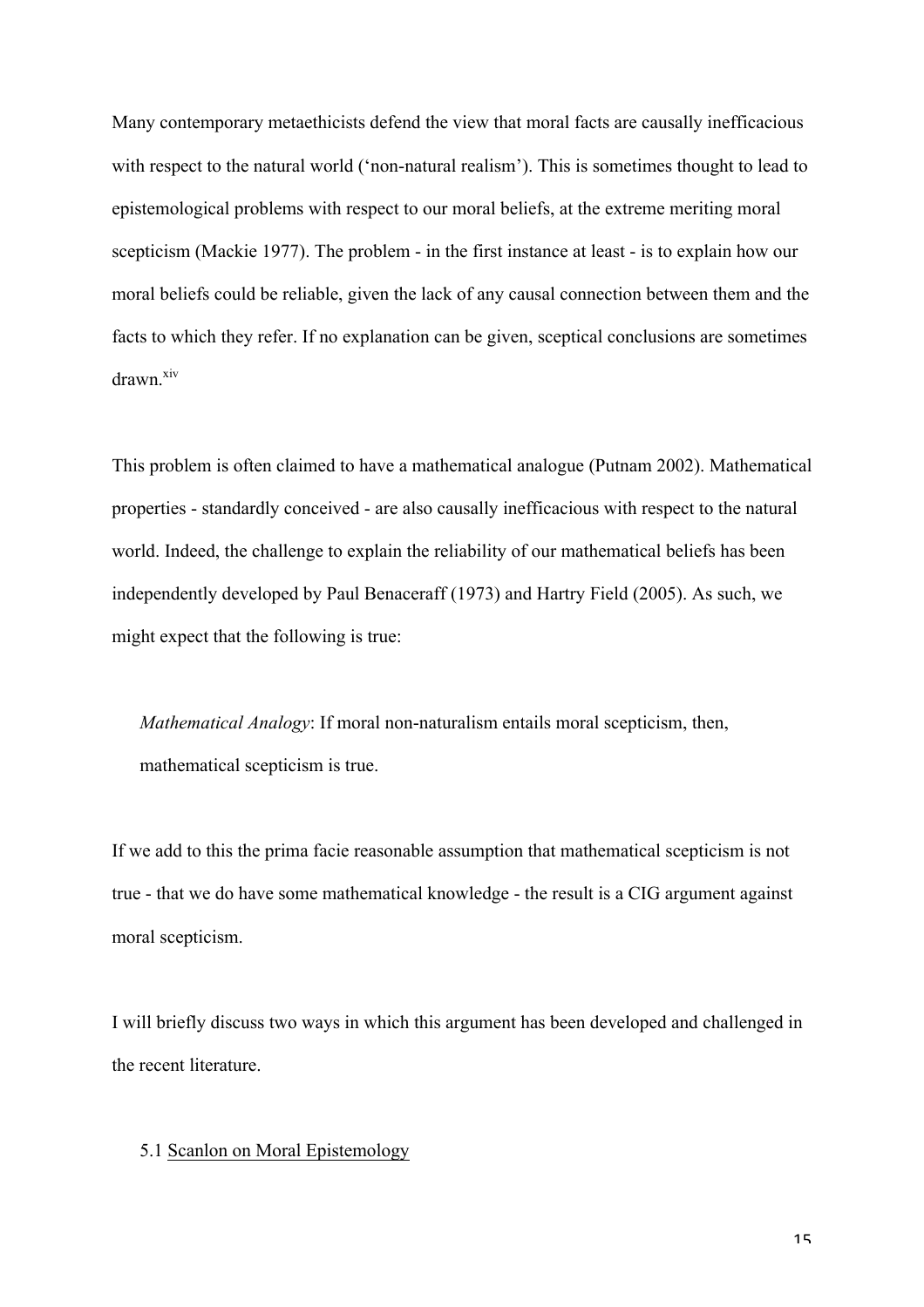Many contemporary metaethicists defend the view that moral facts are causally inefficacious with respect to the natural world ('non-natural realism'). This is sometimes thought to lead to epistemological problems with respect to our moral beliefs, at the extreme meriting moral scepticism (Mackie 1977). The problem - in the first instance at least - is to explain how our moral beliefs could be reliable, given the lack of any causal connection between them and the facts to which they refer. If no explanation can be given, sceptical conclusions are sometimes drawn.[xiv]

This problem is often claimed to have a mathematical analogue (Putnam 2002). Mathematical properties - standardly conceived - are also causally inefficacious with respect to the natural world. Indeed, the challenge to explain the reliability of our mathematical beliefs has been independently developed by Paul Benaceraff (1973) and Hartry Field (2005). As such, we might expect that the following is true:

> *Mathematical Analogy*: If moral non-naturalism entails moral scepticism, then, mathematical scepticism is true.

If we add to this the prima facie reasonable assumption that mathematical scepticism is not true - that we do have some mathematical knowledge - the result is a CIG argument against moral scepticism.

I will briefly discuss two ways in which this argument has been developed and challenged in the recent literature.

### 5.1 Scanlon on Moral Epistemology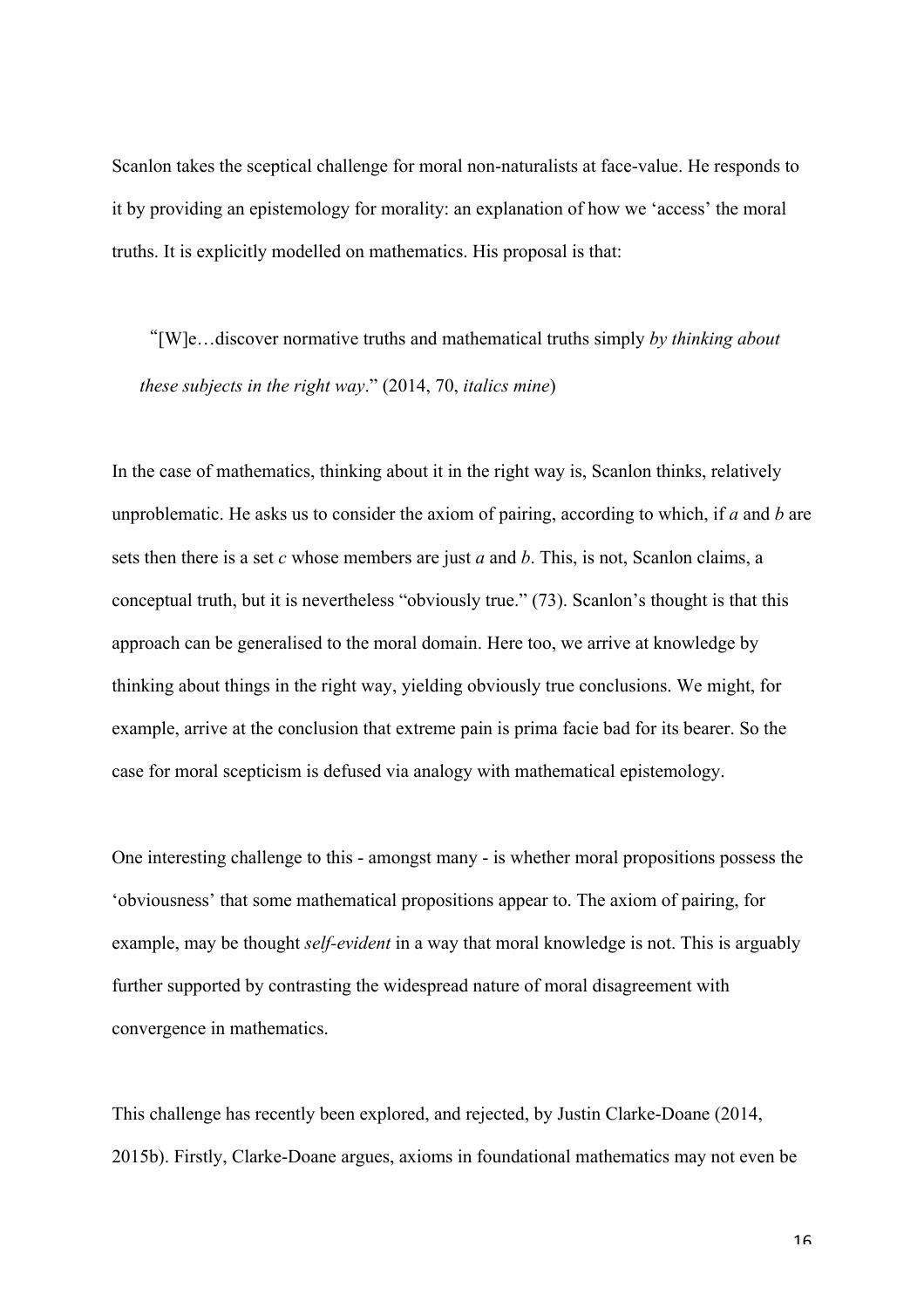Scanlon takes the sceptical challenge for moral non-naturalists at face-value. He responds to it by providing an epistemology for morality: an explanation of how we 'access' the moral truths. It is explicitly modelled on mathematics. His proposal is that:

> "[W]e…discover normative truths and mathematical truths simply *by thinking about these subjects in the right way*." (2014, 70, *italics mine*)

In the case of mathematics, thinking about it in the right way is, Scanlon thinks, relatively unproblematic. He asks us to consider the axiom of pairing, according to which, if *a* and *b* are sets then there is a set *c* whose members are just *a* and *b*. This, is not, Scanlon claims, a conceptual truth, but it is nevertheless "obviously true." (73). Scanlon's thought is that this approach can be generalised to the moral domain. Here too, we arrive at knowledge by thinking about things in the right way, yielding obviously true conclusions. We might, for example, arrive at the conclusion that extreme pain is prima facie bad for its bearer. So the case for moral scepticism is defused via analogy with mathematical epistemology.

One interesting challenge to this - amongst many - is whether moral propositions possess the 'obviousness' that some mathematical propositions appear to. The axiom of pairing, for example, may be thought *self-evident* in a way that moral knowledge is not. This is arguably further supported by contrasting the widespread nature of moral disagreement with convergence in mathematics.

This challenge has recently been explored, and rejected, by Justin Clarke-Doane (2014, 2015b). Firstly, Clarke-Doane argues, axioms in foundational mathematics may not even be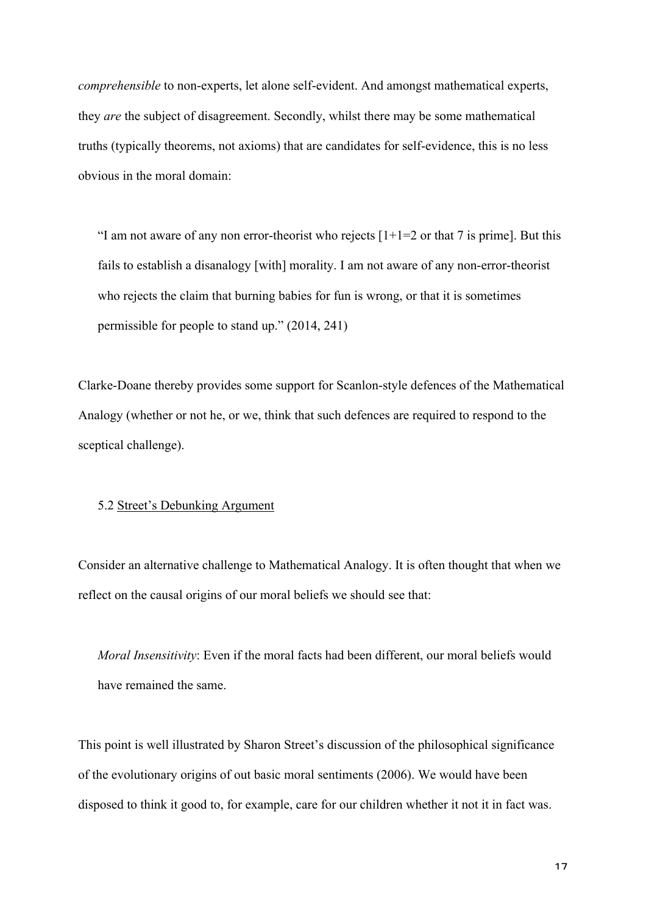*comprehensible* to non-experts, let alone self-evident. And amongst mathematical experts, they *are* the subject of disagreement. Secondly, whilst there may be some mathematical truths (typically theorems, not axioms) that are candidates for self-evidence, this is no less obvious in the moral domain:

> "I am not aware of any non error-theorist who rejects [1+1=2 or that 7 is prime]. But this fails to establish a disanalogy [with] morality. I am not aware of any non-error-theorist who rejects the claim that burning babies for fun is wrong, or that it is sometimes permissible for people to stand up." (2014, 241)

Clarke-Doane thereby provides some support for Scanlon-style defences of the Mathematical Analogy (whether or not he, or we, think that such defences are required to respond to the sceptical challenge).

### 5.2 <u>Street's Debunking Argument</u>

Consider an alternative challenge to Mathematical Analogy. It is often thought that when we reflect on the causal origins of our moral beliefs we should see that:

> *Moral Insensitivity*: Even if the moral facts had been different, our moral beliefs would have remained the same.

This point is well illustrated by Sharon Street's discussion of the philosophical significance of the evolutionary origins of out basic moral sentiments (2006). We would have been disposed to think it good to, for example, care for our children whether it not it in fact was.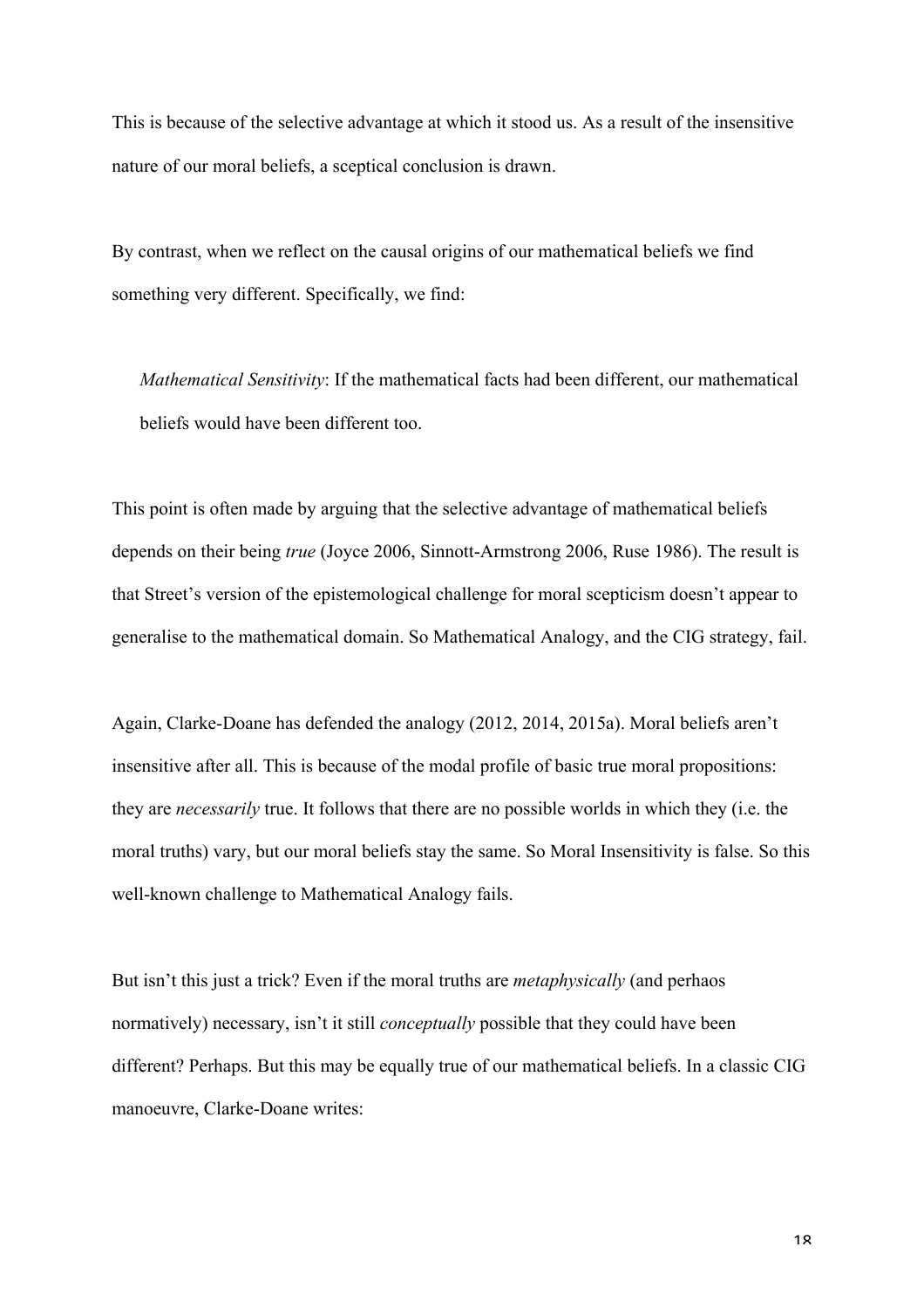This is because of the selective advantage at which it stood us. As a result of the insensitive nature of our moral beliefs, a sceptical conclusion is drawn.

By contrast, when we reflect on the causal origins of our mathematical beliefs we find something very different. Specifically, we find:

> *Mathematical Sensitivity*: If the mathematical facts had been different, our mathematical beliefs would have been different too.

This point is often made by arguing that the selective advantage of mathematical beliefs depends on their being *true* (Joyce 2006, Sinnott-Armstrong 2006, Ruse 1986). The result is that Street's version of the epistemological challenge for moral scepticism doesn't appear to generalise to the mathematical domain. So Mathematical Analogy, and the CIG strategy, fail.

Again, Clarke-Doane has defended the analogy (2012, 2014, 2015a). Moral beliefs aren't insensitive after all. This is because of the modal profile of basic true moral propositions: they are *necessarily* true. It follows that there are no possible worlds in which they (i.e. the moral truths) vary, but our moral beliefs stay the same. So Moral Insensitivity is false. So this well-known challenge to Mathematical Analogy fails.

But isn't this just a trick? Even if the moral truths are *metaphysically* (and perhaos normatively) necessary, isn't it still *conceptually* possible that they could have been different? Perhaps. But this may be equally true of our mathematical beliefs. In a classic CIG manoeuvre, Clarke-Doane writes: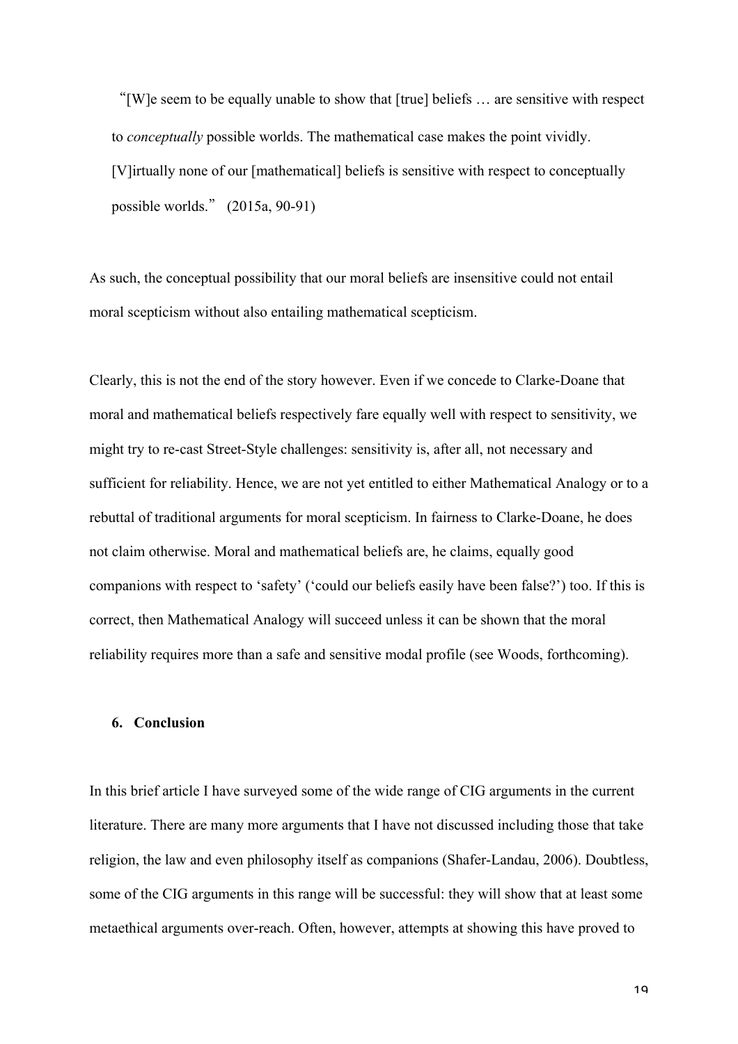> "[W]e seem to be equally unable to show that [true] beliefs … are sensitive with respect to *conceptually* possible worlds. The mathematical case makes the point vividly. [V]irtually none of our [mathematical] beliefs is sensitive with respect to conceptually possible worlds." (2015a, 90-91)

As such, the conceptual possibility that our moral beliefs are insensitive could not entail moral scepticism without also entailing mathematical scepticism.

Clearly, this is not the end of the story however. Even if we concede to Clarke-Doane that moral and mathematical beliefs respectively fare equally well with respect to sensitivity, we might try to re-cast Street-Style challenges: sensitivity is, after all, not necessary and sufficient for reliability. Hence, we are not yet entitled to either Mathematical Analogy or to a rebuttal of traditional arguments for moral scepticism. In fairness to Clarke-Doane, he does not claim otherwise. Moral and mathematical beliefs are, he claims, equally good companions with respect to 'safety' ('could our beliefs easily have been false?') too. If this is correct, then Mathematical Analogy will succeed unless it can be shown that the moral reliability requires more than a safe and sensitive modal profile (see Woods, forthcoming).

## 6. Conclusion

In this brief article I have surveyed some of the wide range of CIG arguments in the current literature. There are many more arguments that I have not discussed including those that take religion, the law and even philosophy itself as companions (Shafer-Landau, 2006). Doubtless, some of the CIG arguments in this range will be successful: they will show that at least some metaethical arguments over-reach. Often, however, attempts at showing this have proved to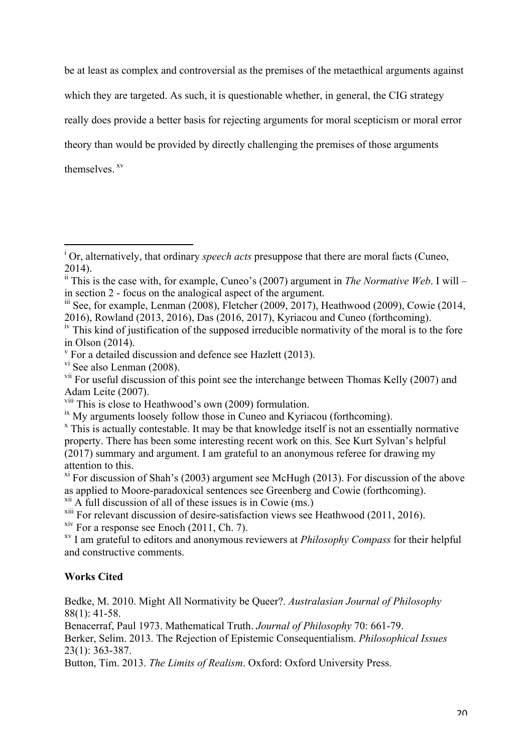be at least as complex and controversial as the premises of the metaethical arguments against which they are targeted. As such, it is questionable whether, in general, the CIG strategy really does provide a better basis for rejecting arguments for moral scepticism or moral error theory than would be provided by directly challenging the premises of those arguments themselves. [xv]

---

[i] Or, alternatively, that ordinary *speech acts* presuppose that there are moral facts (Cuneo, 2014).

[ii] This is the case with, for example, Cuneo's (2007) argument in *The Normative Web*. I will – in section 2 - focus on the analogical aspect of the argument.

[iii] See, for example, Lenman (2008), Fletcher (2009, 2017), Heathwood (2009), Cowie (2014, 2016), Rowland (2013, 2016), Das (2016, 2017), Kyriacou and Cuneo (forthcoming).

[iv] This kind of justification of the supposed irreducible normativity of the moral is to the fore in Olson (2014).

[v] For a detailed discussion and defence see Hazlett (2013).

[vi] See also Lenman (2008).

[vii] For useful discussion of this point see the interchange between Thomas Kelly (2007) and Adam Leite (2007).

[viii] This is close to Heathwood's own (2009) formulation.

[ix] My arguments loosely follow those in Cuneo and Kyriacou (forthcoming).

[x] This is actually contestable. It may be that knowledge itself is not an essentially normative property. There has been some interesting recent work on this. See Kurt Sylvan's helpful (2017) summary and argument. I am grateful to an anonymous referee for drawing my attention to this.

[xi] For discussion of Shah's (2003) argument see McHugh (2013). For discussion of the above as applied to Moore-paradoxical sentences see Greenberg and Cowie (forthcoming).

[xii] A full discussion of all of these issues is in Cowie (ms.)

[xiii] For relevant discussion of desire-satisfaction views see Heathwood (2011, 2016).

[xiv] For a response see Enoch (2011, Ch. 7).

[xv] I am grateful to editors and anonymous reviewers at *Philosophy Compass* for their helpful and constructive comments.

**Works Cited**

Bedke, M. 2010. Might All Normativity be Queer?. *Australasian Journal of Philosophy* 88(1): 41-58.

Benacerraf, Paul 1973. Mathematical Truth. *Journal of Philosophy* 70: 661-79.

Berker, Selim. 2013. The Rejection of Epistemic Consequentialism. *Philosophical Issues* 23(1): 363-387.

Button, Tim. 2013. *The Limits of Realism*. Oxford: Oxford University Press.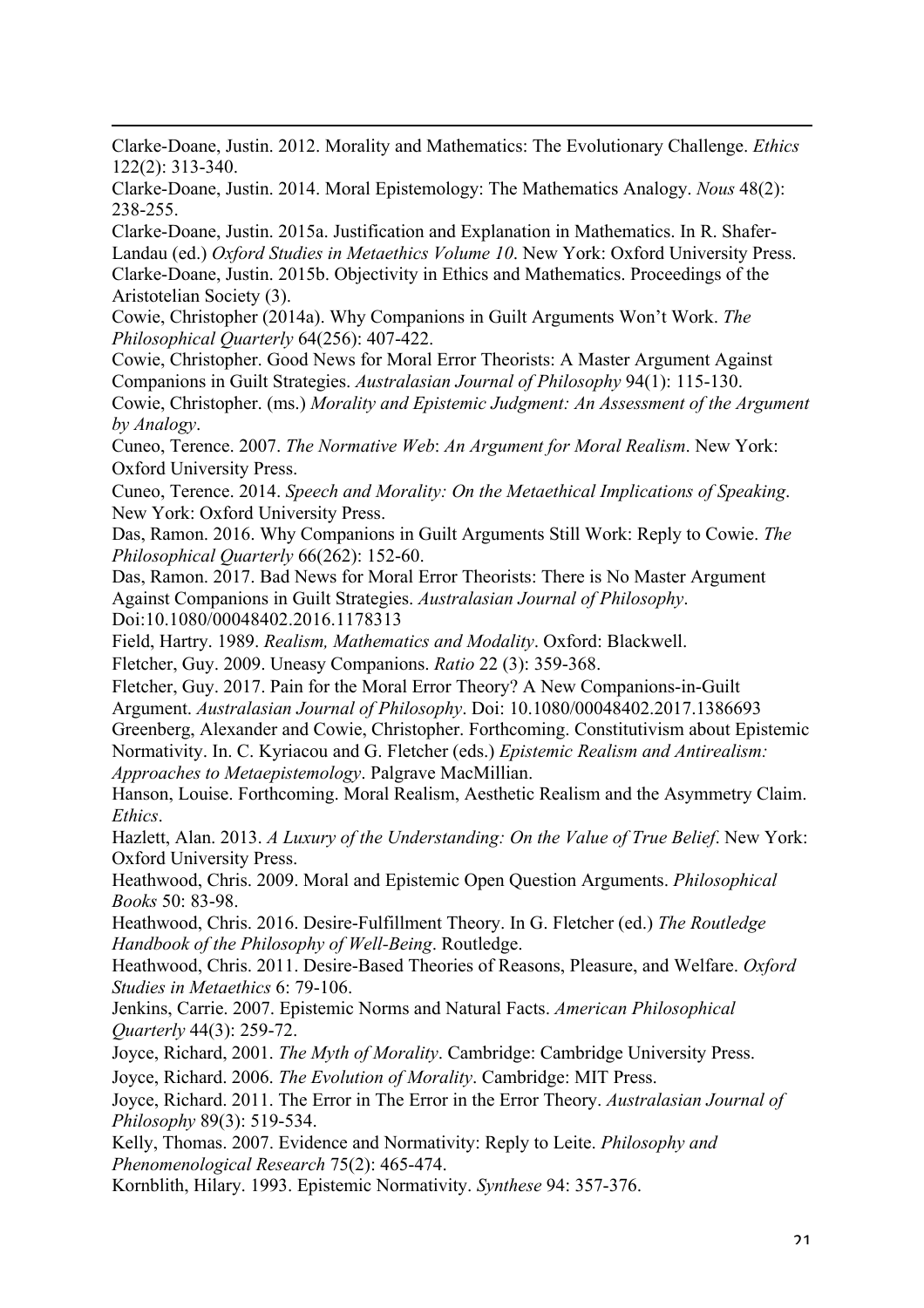Clarke-Doane, Justin. 2012. Morality and Mathematics: The Evolutionary Challenge. *Ethics* 122(2): 313-340.

Clarke-Doane, Justin. 2014. Moral Epistemology: The Mathematics Analogy. *Nous* 48(2): 238-255.

Clarke-Doane, Justin. 2015a. Justification and Explanation in Mathematics. In R. Shafer-Landau (ed.) *Oxford Studies in Metaethics Volume 10*. New York: Oxford University Press.

Clarke-Doane, Justin. 2015b. Objectivity in Ethics and Mathematics. Proceedings of the Aristotelian Society (3).

Cowie, Christopher (2014a). Why Companions in Guilt Arguments Won't Work. *The Philosophical Quarterly* 64(256): 407-422.

Cowie, Christopher. Good News for Moral Error Theorists: A Master Argument Against Companions in Guilt Strategies. *Australasian Journal of Philosophy* 94(1): 115-130.

Cowie, Christopher. (ms.) *Morality and Epistemic Judgment: An Assessment of the Argument by Analogy*.

Cuneo, Terence. 2007. *The Normative Web*: *An Argument for Moral Realism*. New York: Oxford University Press.

Cuneo, Terence. 2014. *Speech and Morality: On the Metaethical Implications of Speaking*. New York: Oxford University Press.

Das, Ramon. 2016. Why Companions in Guilt Arguments Still Work: Reply to Cowie. *The Philosophical Quarterly* 66(262): 152-60.

Das, Ramon. 2017. Bad News for Moral Error Theorists: There is No Master Argument Against Companions in Guilt Strategies. *Australasian Journal of Philosophy*. Doi:10.1080/00048402.2016.1178313

Field, Hartry. 1989. *Realism, Mathematics and Modality*. Oxford: Blackwell.

Fletcher, Guy. 2009. Uneasy Companions. *Ratio* 22 (3): 359-368.

Fletcher, Guy. 2017. Pain for the Moral Error Theory? A New Companions-in-Guilt Argument. *Australasian Journal of Philosophy*. Doi: 10.1080/00048402.2017.1386693

Greenberg, Alexander and Cowie, Christopher. Forthcoming. Constitutivism about Epistemic Normativity. In. C. Kyriacou and G. Fletcher (eds.) *Epistemic Realism and Antirealism: Approaches to Metaepistemology*. Palgrave MacMillian.

Hanson, Louise. Forthcoming. Moral Realism, Aesthetic Realism and the Asymmetry Claim. *Ethics*.

Hazlett, Alan. 2013. *A Luxury of the Understanding: On the Value of True Belief*. New York: Oxford University Press.

Heathwood, Chris. 2009. Moral and Epistemic Open Question Arguments. *Philosophical Books* 50: 83-98.

Heathwood, Chris. 2016. Desire-Fulfillment Theory. In G. Fletcher (ed.) *The Routledge Handbook of the Philosophy of Well-Being*. Routledge.

Heathwood, Chris. 2011. Desire-Based Theories of Reasons, Pleasure, and Welfare. *Oxford Studies in Metaethics* 6: 79-106.

Jenkins, Carrie. 2007. Epistemic Norms and Natural Facts. *American Philosophical Quarterly* 44(3): 259-72.

Joyce, Richard, 2001. *The Myth of Morality*. Cambridge: Cambridge University Press.

Joyce, Richard. 2006. *The Evolution of Morality*. Cambridge: MIT Press.

Joyce, Richard. 2011. The Error in The Error in the Error Theory. *Australasian Journal of Philosophy* 89(3): 519-534.

Kelly, Thomas. 2007. Evidence and Normativity: Reply to Leite. *Philosophy and Phenomenological Research* 75(2): 465-474.

Kornblith, Hilary. 1993. Epistemic Normativity. *Synthese* 94: 357-376.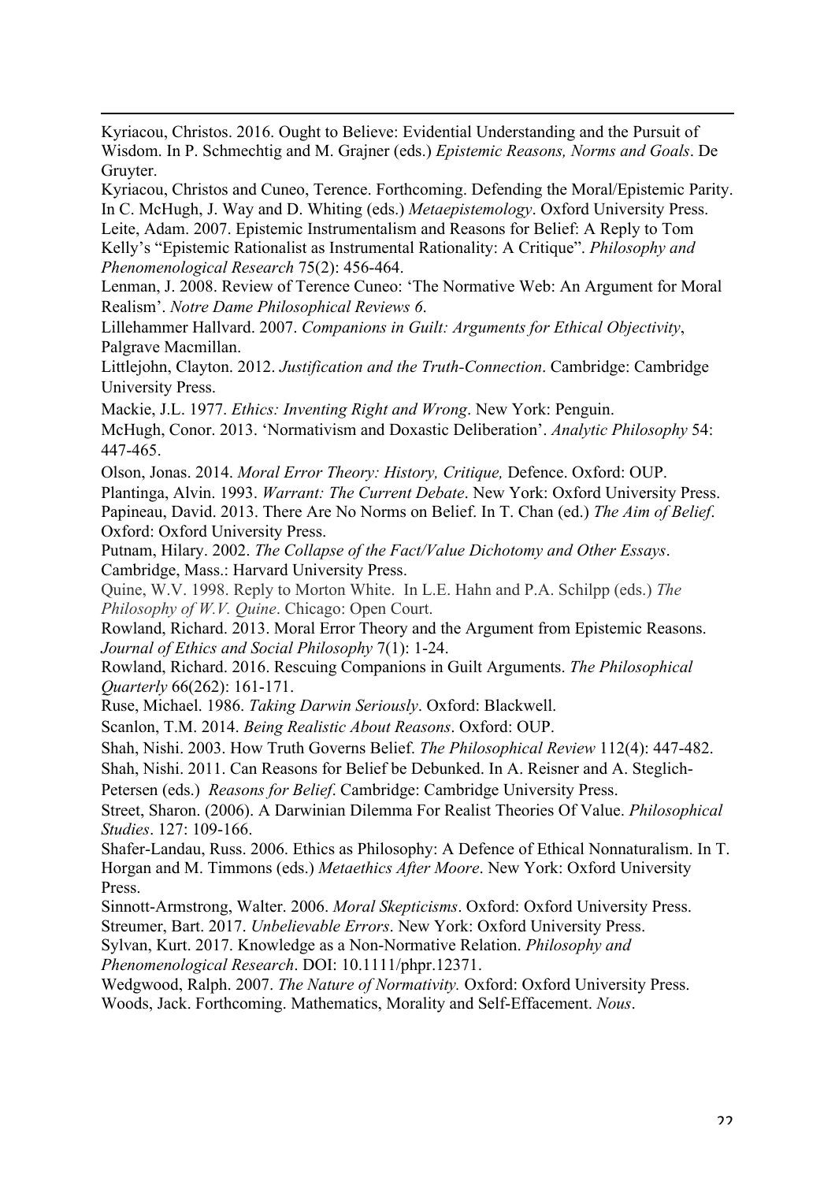Kyriacou, Christos. 2016. Ought to Believe: Evidential Understanding and the Pursuit of Wisdom. In P. Schmechtig and M. Grajner (eds.) *Epistemic Reasons, Norms and Goals*. De Gruyter.

Kyriacou, Christos and Cuneo, Terence. Forthcoming. Defending the Moral/Epistemic Parity. In C. McHugh, J. Way and D. Whiting (eds.) *Metaepistemology*. Oxford University Press.

Leite, Adam. 2007. Epistemic Instrumentalism and Reasons for Belief: A Reply to Tom Kelly's "Epistemic Rationalist as Instrumental Rationality: A Critique". *Philosophy and Phenomenological Research* 75(2): 456-464.

Lenman, J. 2008. Review of Terence Cuneo: 'The Normative Web: An Argument for Moral Realism'. *Notre Dame Philosophical Reviews 6*.

Lillehammer Hallvard. 2007. *Companions in Guilt: Arguments for Ethical Objectivity*, Palgrave Macmillan.

Littlejohn, Clayton. 2012. *Justification and the Truth-Connection*. Cambridge: Cambridge University Press.

Mackie, J.L. 1977. *Ethics: Inventing Right and Wrong*. New York: Penguin.

McHugh, Conor. 2013. 'Normativism and Doxastic Deliberation'. *Analytic Philosophy* 54: 447-465.

Olson, Jonas. 2014. *Moral Error Theory: History, Critique,* Defence. Oxford: OUP.

Plantinga, Alvin. 1993. *Warrant: The Current Debate*. New York: Oxford University Press.

Papineau, David. 2013. There Are No Norms on Belief. In T. Chan (ed.) *The Aim of Belief*. Oxford: Oxford University Press.

Putnam, Hilary. 2002. *The Collapse of the Fact/Value Dichotomy and Other Essays*. Cambridge, Mass.: Harvard University Press.

Quine, W.V. 1998. Reply to Morton White. In L.E. Hahn and P.A. Schilpp (eds.) *The Philosophy of W.V. Quine*. Chicago: Open Court.

Rowland, Richard. 2013. Moral Error Theory and the Argument from Epistemic Reasons. *Journal of Ethics and Social Philosophy* 7(1): 1-24.

Rowland, Richard. 2016. Rescuing Companions in Guilt Arguments. *The Philosophical Quarterly* 66(262): 161-171.

Ruse, Michael. 1986. *Taking Darwin Seriously*. Oxford: Blackwell.

Scanlon, T.M. 2014. *Being Realistic About Reasons*. Oxford: OUP.

Shah, Nishi. 2003. How Truth Governs Belief. *The Philosophical Review* 112(4): 447-482.

Shah, Nishi. 2011. Can Reasons for Belief be Debunked. In A. Reisner and A. Steglich-Petersen (eds.) *Reasons for Belief*. Cambridge: Cambridge University Press.

Street, Sharon. (2006). A Darwinian Dilemma For Realist Theories Of Value. *Philosophical Studies*. 127: 109-166.

Shafer-Landau, Russ. 2006. Ethics as Philosophy: A Defence of Ethical Nonnaturalism. In T. Horgan and M. Timmons (eds.) *Metaethics After Moore*. New York: Oxford University Press.

Sinnott-Armstrong, Walter. 2006. *Moral Skepticisms*. Oxford: Oxford University Press.

Streumer, Bart. 2017. *Unbelievable Errors*. New York: Oxford University Press.

Sylvan, Kurt. 2017. Knowledge as a Non-Normative Relation. *Philosophy and Phenomenological Research*. DOI: 10.1111/phpr.12371.

Wedgwood, Ralph. 2007. *The Nature of Normativity.* Oxford: Oxford University Press.

Woods, Jack. Forthcoming. Mathematics, Morality and Self-Effacement. *Nous*.